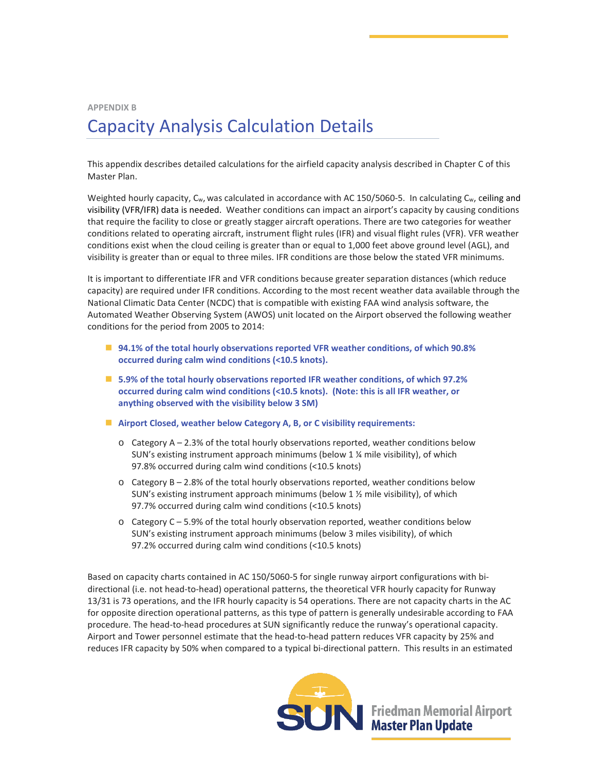APPENDIX B

# Capacity Analysis Calculation Details

This appendix describes detailed calculations for the airfield capacity analysis described in Chapter C of this Master Plan.

Weighted hourly capacity, $C_w$, was calculated in accordance with AC 150/5060-5. In calculating $C_w$, ceiling and visibility (VFR/IFR) data is needed. Weather conditions can impact an airport's capacity by causing conditions that require the facility to close or greatly stagger aircraft operations. There are two categories for weather conditions related to operating aircraft, instrument flight rules (IFR) and visual flight rules (VFR). VFR weather conditions exist when the cloud ceiling is greater than or equal to 1,000 feet above ground level (AGL), and visibility is greater than or equal to three miles. IFR conditions are those below the stated VFR minimums.

It is important to differentiate IFR and VFR conditions because greater separation distances (which reduce capacity) are required under IFR conditions. According to the most recent weather data available through the National Climatic Data Center (NCDC) that is compatible with existing FAA wind analysis software, the Automated Weather Observing System (AWOS) unit located on the Airport observed the following weather conditions for the period from 2005 to 2014:

- **94.1% of the total hourly observations reported VFR weather conditions, of which 90.8% occurred during calm wind conditions (<10.5 knots).**
- **5.9% of the total hourly observations reported IFR weather conditions, of which 97.2% occurred during calm wind conditions (<10.5 knots). (Note: this is all IFR weather, or anything observed with the visibility below 3 SM)**
- **Airport Closed, weather below Category A, B, or C visibility requirements:**
  - Category A – 2.3% of the total hourly observations reported, weather conditions below SUN's existing instrument approach minimums (below 1 ¼ mile visibility), of which 97.8% occurred during calm wind conditions (<10.5 knots)
  - Category B – 2.8% of the total hourly observations reported, weather conditions below SUN's existing instrument approach minimums (below 1 ½ mile visibility), of which 97.7% occurred during calm wind conditions (<10.5 knots)
  - Category C – 5.9% of the total hourly observation reported, weather conditions below SUN's existing instrument approach minimums (below 3 miles visibility), of which 97.2% occurred during calm wind conditions (<10.5 knots)

Based on capacity charts contained in AC 150/5060-5 for single runway airport configurations with bi-directional (i.e. not head-to-head) operational patterns, the theoretical VFR hourly capacity for Runway 13/31 is 73 operations, and the IFR hourly capacity is 54 operations. There are not capacity charts in the AC for opposite direction operational patterns, as this type of pattern is generally undesirable according to FAA procedure. The head-to-head procedures at SUN significantly reduce the runway's operational capacity. Airport and Tower personnel estimate that the head-to-head pattern reduces VFR capacity by 25% and reduces IFR capacity by 50% when compared to a typical bi-directional pattern. This results in an estimated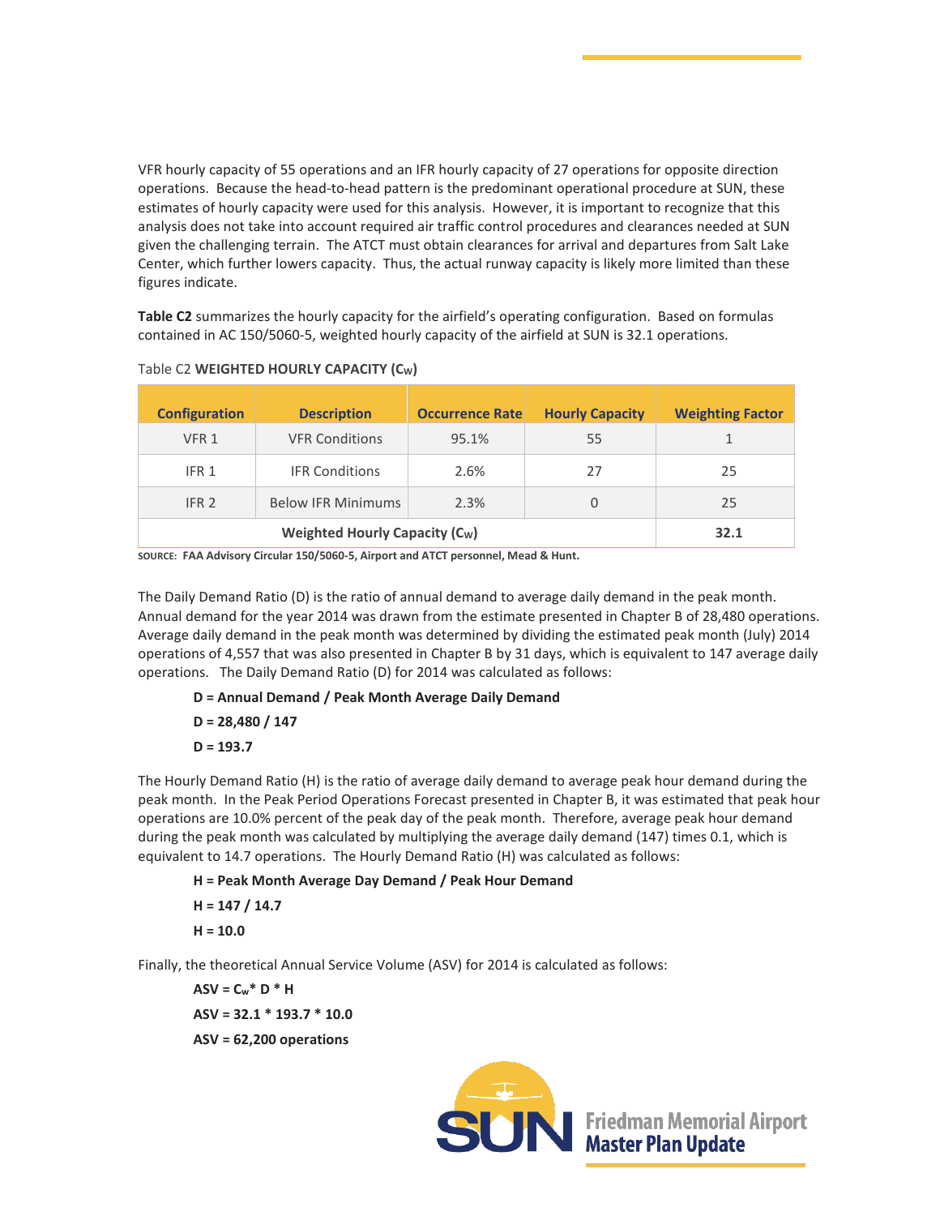VFR hourly capacity of 55 operations and an IFR hourly capacity of 27 operations for opposite direction operations. Because the head-to-head pattern is the predominant operational procedure at SUN, these estimates of hourly capacity were used for this analysis. However, it is important to recognize that this analysis does not take into account required air traffic control procedures and clearances needed at SUN given the challenging terrain. The ATCT must obtain clearances for arrival and departures from Salt Lake Center, which further lowers capacity. Thus, the actual runway capacity is likely more limited than these figures indicate.

**Table C2** summarizes the hourly capacity for the airfield's operating configuration. Based on formulas contained in AC 150/5060-5, weighted hourly capacity of the airfield at SUN is 32.1 operations.

Table C2 **WEIGHTED HOURLY CAPACITY ($C_W$)**

| Configuration | Description | Occurrence Rate | Hourly Capacity | Weighting Factor |
|---|---|---|---|---|
| VFR 1 | VFR Conditions | 95.1% | 55 | 1 |
| IFR 1 | IFR Conditions | 2.6% | 27 | 25 |
| IFR 2 | Below IFR Minimums | 2.3% | 0 | 25 |
| **Weighted Hourly Capacity ($C_W$)** | | | | **32.1** |

**SOURCE: FAA Advisory Circular 150/5060-5, Airport and ATCT personnel, Mead & Hunt.**

The Daily Demand Ratio (D) is the ratio of annual demand to average daily demand in the peak month. Annual demand for the year 2014 was drawn from the estimate presented in Chapter B of 28,480 operations. Average daily demand in the peak month was determined by dividing the estimated peak month (July) 2014 operations of 4,557 that was also presented in Chapter B by 31 days, which is equivalent to 147 average daily operations. The Daily Demand Ratio (D) for 2014 was calculated as follows:

**D = Annual Demand / Peak Month Average Daily Demand**

**D = 28,480 / 147**

**D = 193.7**

The Hourly Demand Ratio (H) is the ratio of average daily demand to average peak hour demand during the peak month. In the Peak Period Operations Forecast presented in Chapter B, it was estimated that peak hour operations are 10.0% percent of the peak day of the peak month. Therefore, average peak hour demand during the peak month was calculated by multiplying the average daily demand (147) times 0.1, which is equivalent to 14.7 operations. The Hourly Demand Ratio (H) was calculated as follows:

**H = Peak Month Average Day Demand / Peak Hour Demand**

**H = 147 / 14.7**

**H = 10.0**

Finally, the theoretical Annual Service Volume (ASV) for 2014 is calculated as follows:

**ASV = $C_w$ * D * H**

**ASV = 32.1 * 193.7 * 10.0**

**ASV = 62,200 operations**